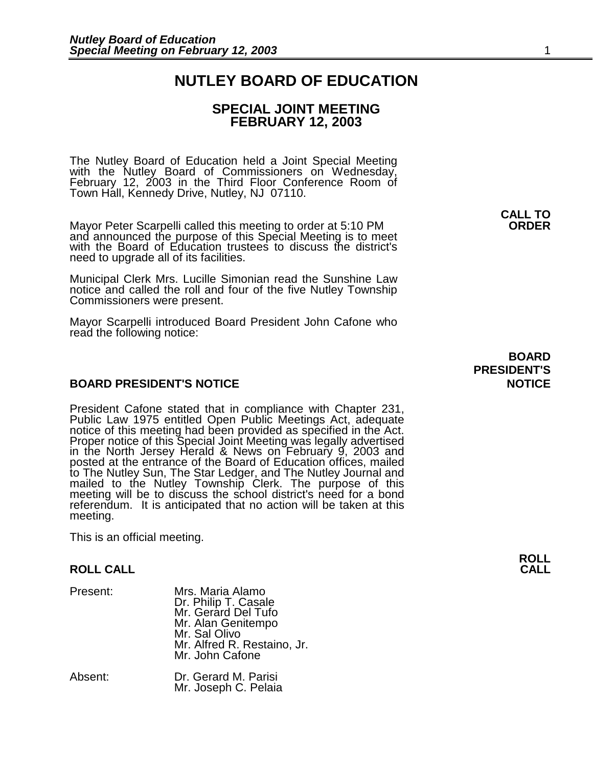# NUTLEY BOARD OF EDUCATION

## SPECIAL JOINT MEETING
## FEBRUARY 12, 2003

The Nutley Board of Education held a Joint Special Meeting with the Nutley Board of Commissioners on Wednesday, February 12, 2003 in the Third Floor Conference Room of Town Hall, Kennedy Drive, Nutley, NJ 07110.

**CALL TO ORDER**

Mayor Peter Scarpelli called this meeting to order at 5:10 PM and announced the purpose of this Special Meeting is to meet with the Board of Education trustees to discuss the district's need to upgrade all of its facilities.

Municipal Clerk Mrs. Lucille Simonian read the Sunshine Law notice and called the roll and four of the five Nutley Township Commissioners were present.

Mayor Scarpelli introduced Board President John Cafone who read the following notice:

**BOARD PRESIDENT'S NOTICE**

### BOARD PRESIDENT'S NOTICE

President Cafone stated that in compliance with Chapter 231, Public Law 1975 entitled Open Public Meetings Act, adequate notice of this meeting had been provided as specified in the Act. Proper notice of this Special Joint Meeting was legally advertised in the North Jersey Herald & News on February 9, 2003 and posted at the entrance of the Board of Education offices, mailed to The Nutley Sun, The Star Ledger, and The Nutley Journal and mailed to the Nutley Township Clerk. The purpose of this meeting will be to discuss the school district's need for a bond referendum. It is anticipated that no action will be taken at this meeting.

This is an official meeting.

**ROLL CALL**

### ROLL CALL

Present:
- Mrs. Maria Alamo
- Dr. Philip T. Casale
- Mr. Gerard Del Tufo
- Mr. Alan Genitempo
- Mr. Sal Olivo
- Mr. Alfred R. Restaino, Jr.
- Mr. John Cafone

Absent:
- Dr. Gerard M. Parisi
- Mr. Joseph C. Pelaia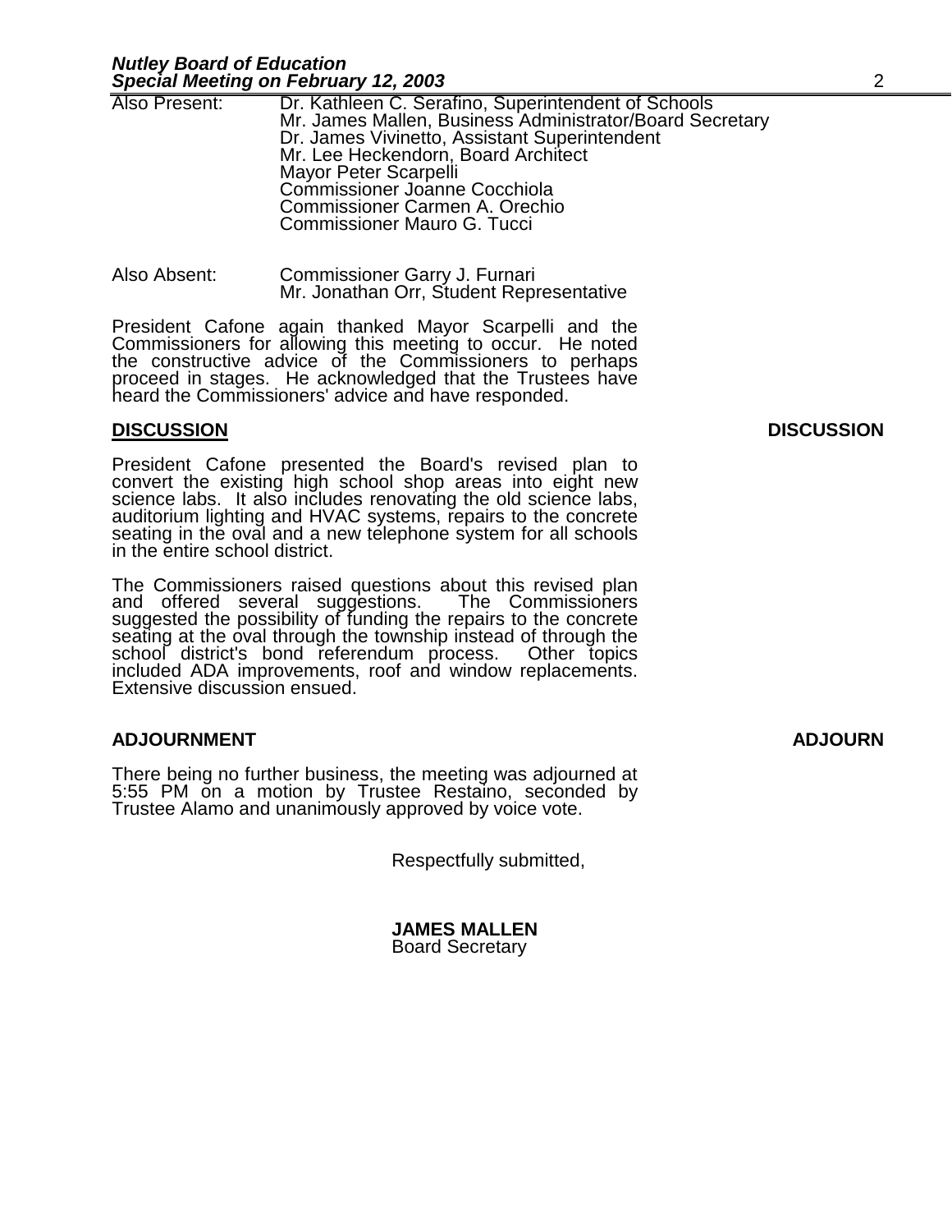| | |
|---|---|
| Also Present: | Dr. Kathleen C. Serafino, Superintendent of Schools<br>Mr. James Mallen, Business Administrator/Board Secretary<br>Dr. James Vivinetto, Assistant Superintendent<br>Mr. Lee Heckendorn, Board Architect<br>Mayor Peter Scarpelli<br>Commissioner Joanne Cocchiola<br>Commissioner Carmen A. Orechio<br>Commissioner Mauro G. Tucci |
| Also Absent: | Commissioner Garry J. Furnari<br>Mr. Jonathan Orr, Student Representative |

President Cafone again thanked Mayor Scarpelli and the Commissioners for allowing this meeting to occur. He noted the constructive advice of the Commissioners to perhaps proceed in stages. He acknowledged that the Trustees have heard the Commissioners' advice and have responded.

**DISCUSSION** **DISCUSSION**

President Cafone presented the Board's revised plan to convert the existing high school shop areas into eight new science labs. It also includes renovating the old science labs, auditorium lighting and HVAC systems, repairs to the concrete seating in the oval and a new telephone system for all schools in the entire school district.

The Commissioners raised questions about this revised plan and offered several suggestions. The Commissioners suggested the possibility of funding the repairs to the concrete seating at the oval through the township instead of through the school district's bond referendum process. Other topics included ADA improvements, roof and window replacements. Extensive discussion ensued.

**ADJOURNMENT** **ADJOURN**

There being no further business, the meeting was adjourned at 5:55 PM on a motion by Trustee Restaino, seconded by Trustee Alamo and unanimously approved by voice vote.

Respectfully submitted,

**JAMES MALLEN**
Board Secretary